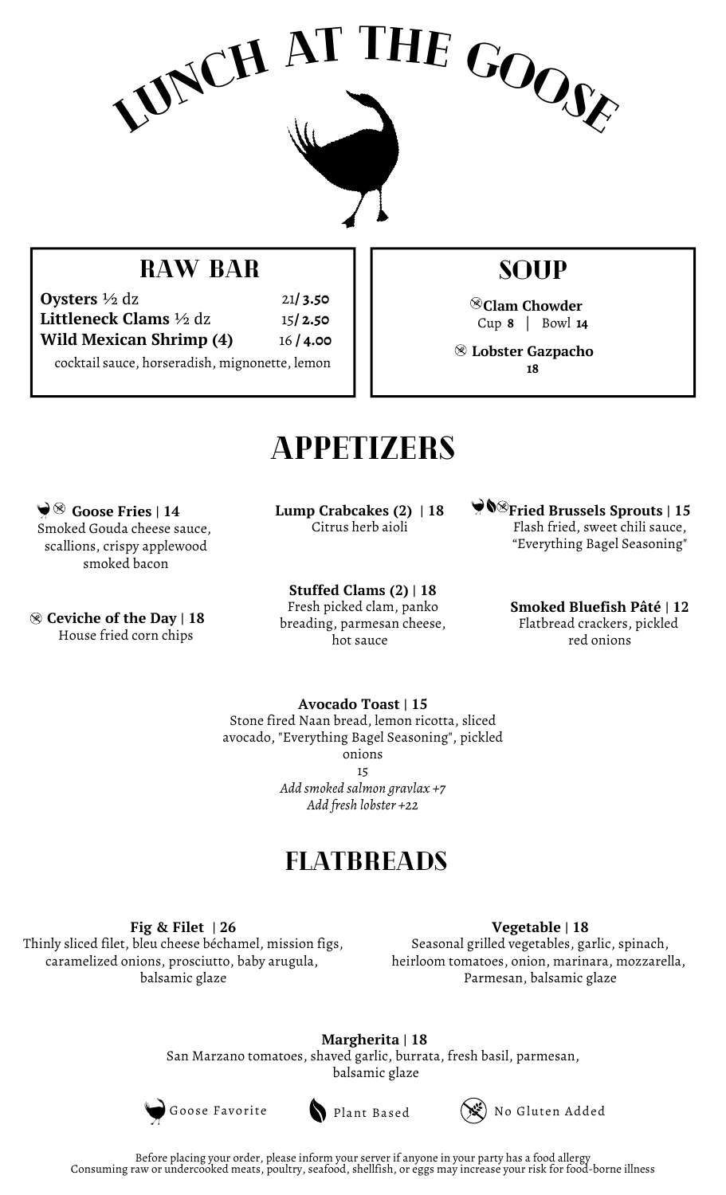# LUNCH AT THE GOOSE

## RAW BAR

**Oysters** ½ dz 21/ **3.50**
**Littleneck Clams** ½ dz 15/ **2.50**
**Wild Mexican Shrimp (4)** 16 / **4.00**

cocktail sauce, horseradish, mignonette, lemon

## SOUP

**Clam Chowder**
Cup **8** | Bowl **14**

**Lobster Gazpacho**
**18**

## APPETIZERS

**Goose Fries | 14**
Smoked Gouda cheese sauce, scallions, crispy applewood smoked bacon

**Lump Crabcakes (2) | 18**
Citrus herb aioli

**Fried Brussels Sprouts | 15**
Flash fried, sweet chili sauce, "Everything Bagel Seasoning"

**Ceviche of the Day | 18**
House fried corn chips

**Stuffed Clams (2) | 18**
Fresh picked clam, panko breading, parmesan cheese, hot sauce

**Smoked Bluefish Pâté | 12**
Flatbread crackers, pickled red onions

**Avocado Toast | 15**
Stone fired Naan bread, lemon ricotta, sliced avocado, "Everything Bagel Seasoning", pickled onions
15
*Add smoked salmon gravlax +7*
*Add fresh lobster +22*

## FLATBREADS

**Fig & Filet | 26**
Thinly sliced filet, bleu cheese béchamel, mission figs, caramelized onions, prosciutto, baby arugula, balsamic glaze

**Vegetable | 18**
Seasonal grilled vegetables, garlic, spinach, heirloom tomatoes, onion, marinara, mozzarella, Parmesan, balsamic glaze

**Margherita | 18**
San Marzano tomatoes, shaved garlic, burrata, fresh basil, parmesan, balsamic glaze

Goose Favorite Plant Based No Gluten Added

Before placing your order, please inform your server if anyone in your party has a food allergy
Consuming raw or undercooked meats, poultry, seafood, shellfish, or eggs may increase your risk for food-borne illness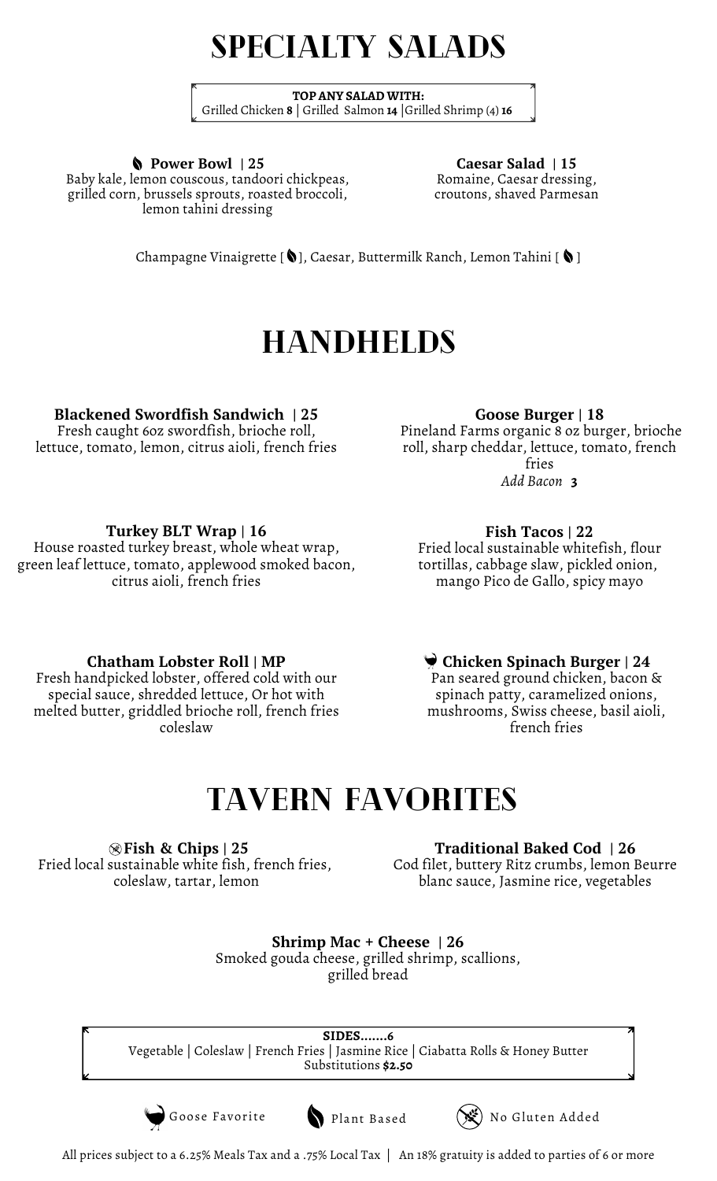# SPECIALTY SALADS

**TOP ANY SALAD WITH:**
Grilled Chicken **8** | Grilled Salmon **14** | Grilled Shrimp (4) **16**

**Power Bowl | 25**
Baby kale, lemon couscous, tandoori chickpeas, grilled corn, brussels sprouts, roasted broccoli, lemon tahini dressing

**Caesar Salad | 15**
Romaine, Caesar dressing, croutons, shaved Parmesan

Champagne Vinaigrette [ ], Caesar, Buttermilk Ranch, Lemon Tahini [ ]

# HANDHELDS

**Blackened Swordfish Sandwich | 25**
Fresh caught 6oz swordfish, brioche roll, lettuce, tomato, lemon, citrus aioli, french fries

**Goose Burger | 18**
Pineland Farms organic 8 oz burger, brioche roll, sharp cheddar, lettuce, tomato, french fries
*Add Bacon* **3**

**Turkey BLT Wrap | 16**
House roasted turkey breast, whole wheat wrap, green leaf lettuce, tomato, applewood smoked bacon, citrus aioli, french fries

**Fish Tacos | 22**
Fried local sustainable whitefish, flour tortillas, cabbage slaw, pickled onion, mango Pico de Gallo, spicy mayo

**Chatham Lobster Roll | MP**
Fresh handpicked lobster, offered cold with our special sauce, shredded lettuce, Or hot with melted butter, griddled brioche roll, french fries coleslaw

**Chicken Spinach Burger | 24**
Pan seared ground chicken, bacon & spinach patty, caramelized onions, mushrooms, Swiss cheese, basil aioli, french fries

# TAVERN FAVORITES

**Fish & Chips | 25**
Fried local sustainable white fish, french fries, coleslaw, tartar, lemon

**Traditional Baked Cod | 26**
Cod filet, buttery Ritz crumbs, lemon Beurre blanc sauce, Jasmine rice, vegetables

**Shrimp Mac + Cheese | 26**
Smoked gouda cheese, grilled shrimp, scallions, grilled bread

**SIDES.......6**
Vegetable | Coleslaw | French Fries | Jasmine Rice | Ciabatta Rolls & Honey Butter
Substitutions **$2.50**

Goose Favorite   Plant Based   No Gluten Added

All prices subject to a 6.25% Meals Tax and a .75% Local Tax | An 18% gratuity is added to parties of 6 or more